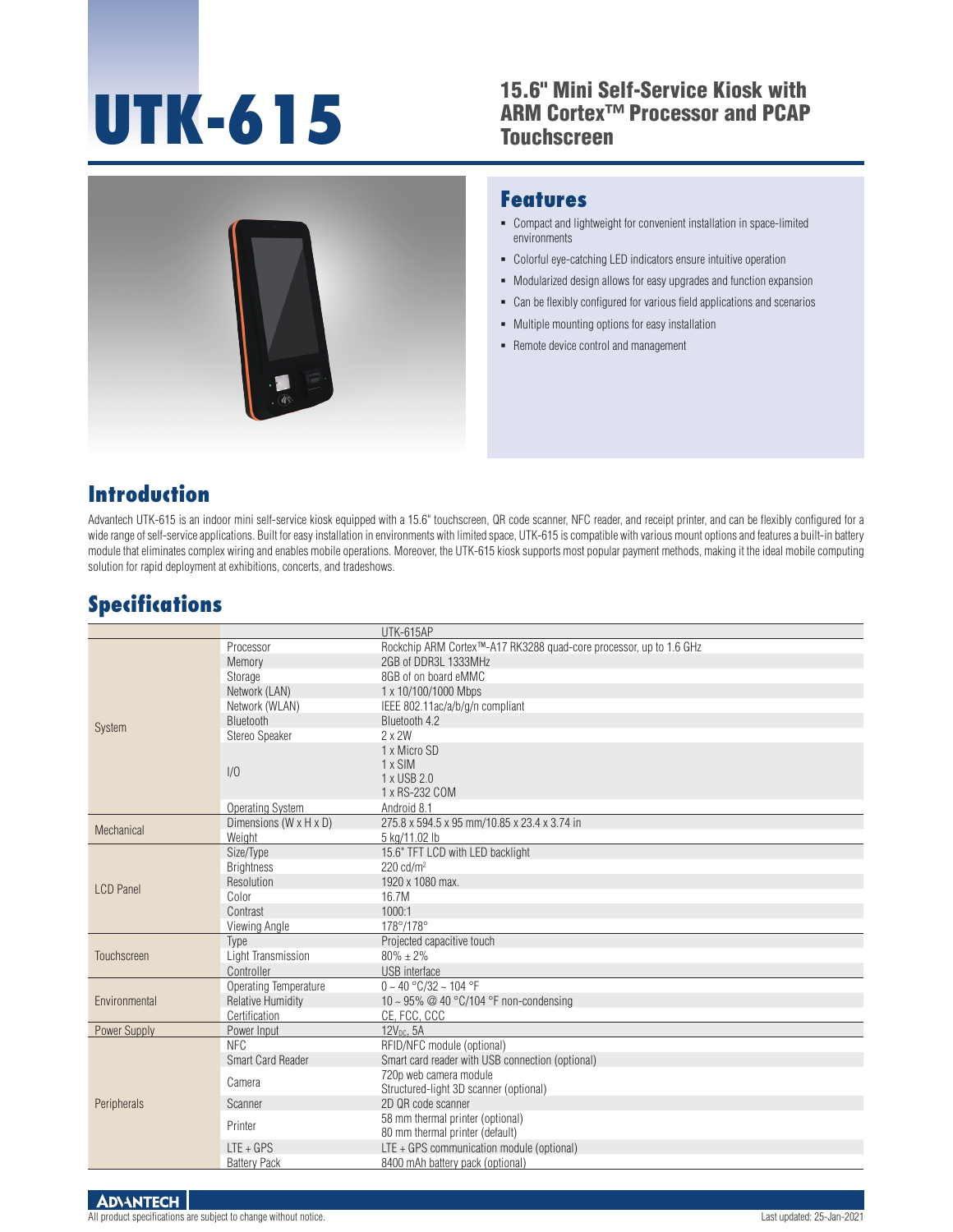# UTK-615

## 15.6" Mini Self-Service Kiosk with ARM Cortex™ Processor and PCAP Touchscreen

## Features

- Compact and lightweight for convenient installation in space-limited environments
- Colorful eye-catching LED indicators ensure intuitive operation
- Modularized design allows for easy upgrades and function expansion
- Can be flexibly configured for various field applications and scenarios
- Multiple mounting options for easy installation
- Remote device control and management

## Introduction

Advantech UTK-615 is an indoor mini self-service kiosk equipped with a 15.6" touchscreen, QR code scanner, NFC reader, and receipt printer, and can be flexibly configured for a wide range of self-service applications. Built for easy installation in environments with limited space, UTK-615 is compatible with various mount options and features a built-in battery module that eliminates complex wiring and enables mobile operations. Moreover, the UTK-615 kiosk supports most popular payment methods, making it the ideal mobile computing solution for rapid deployment at exhibitions, concerts, and tradeshows.

## Specifications

| | | UTK-615AP |
|---|---|---|
| System | Processor | Rockchip ARM Cortex™-A17 RK3288 quad-core processor, up to 1.6 GHz |
| | Memory | 2GB of DDR3L 1333MHz |
| | Storage | 8GB of on board eMMC |
| | Network (LAN) | 1 x 10/100/1000 Mbps |
| | Network (WLAN) | IEEE 802.11ac/a/b/g/n compliant |
| | Bluetooth | Bluetooth 4.2 |
| | Stereo Speaker | 2 x 2W |
| | I/O | 1 x Micro SD<br>1 x SIM<br>1 x USB 2.0<br>1 x RS-232 COM |
| | Operating System | Android 8.1 |
| Mechanical | Dimensions (W x H x D) | 275.8 x 594.5 x 95 mm/10.85 x 23.4 x 3.74 in |
| | Weight | 5 kg/11.02 lb |
| LCD Panel | Size/Type | 15.6" TFT LCD with LED backlight |
| | Brightness | 220 cd/m² |
| | Resolution | 1920 x 1080 max. |
| | Color | 16.7M |
| | Contrast | 1000:1 |
| | Viewing Angle | 178°/178° |
| Touchscreen | Type | Projected capacitive touch |
| | Light Transmission | 80% ± 2% |
| | Controller | USB interface |
| Environmental | Operating Temperature | 0 ~ 40 °C/32 ~ 104 °F |
| | Relative Humidity | 10 ~ 95% @ 40 °C/104 °F non-condensing |
| | Certification | CE, FCC, CCC |
| Power Supply | Power Input | $12V_{DC}$, 5A |
| Peripherals | NFC | RFID/NFC module (optional) |
| | Smart Card Reader | Smart card reader with USB connection (optional) |
| | Camera | 720p web camera module<br>Structured-light 3D scanner (optional) |
| | Scanner | 2D QR code scanner |
| | Printer | 58 mm thermal printer (optional)<br>80 mm thermal printer (default) |
| | LTE + GPS | LTE + GPS communication module (optional) |
| | Battery Pack | 8400 mAh battery pack (optional) |

All product specifications are subject to change without notice.

Last updated: 25-Jan-2021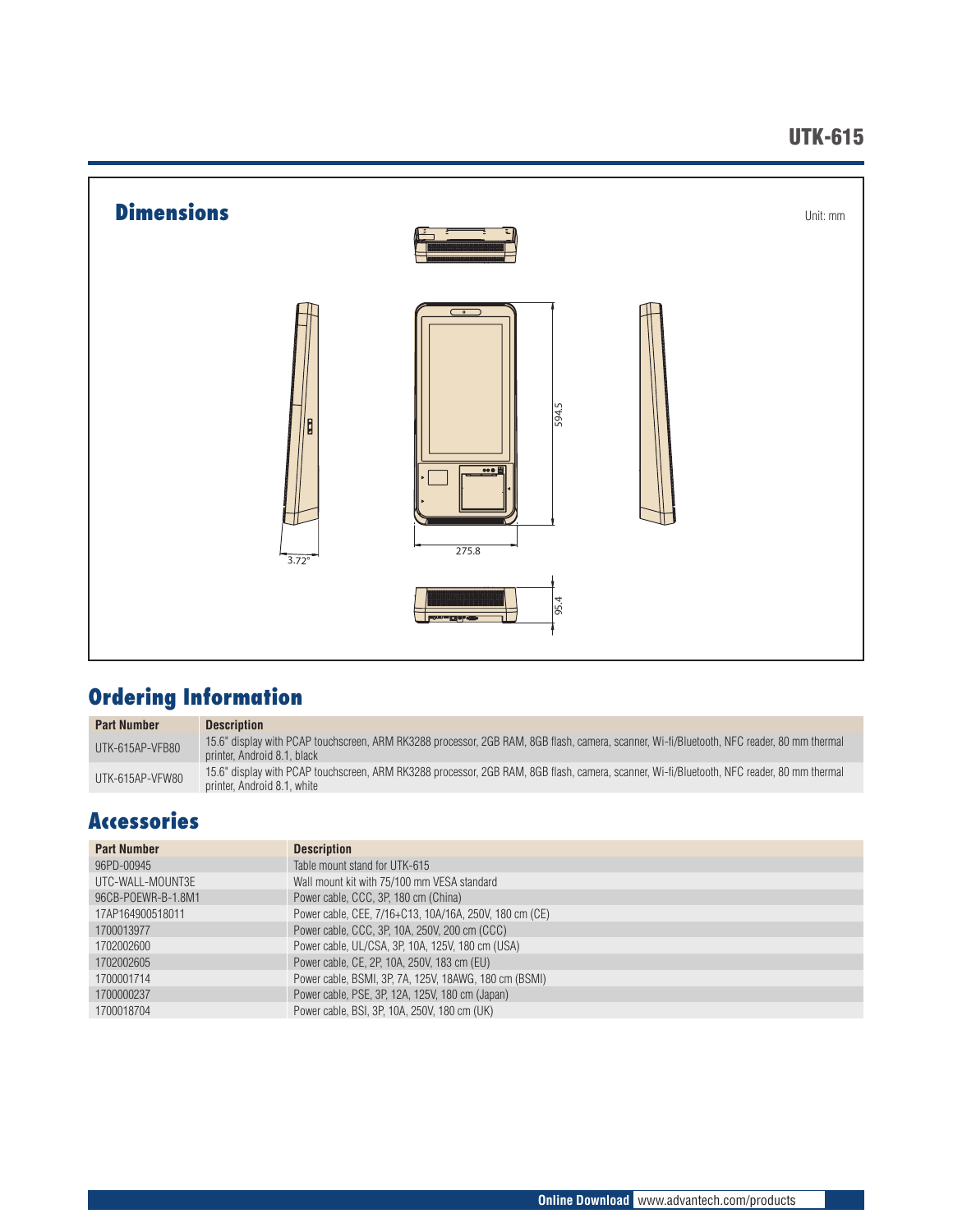## Dimensions

Unit: mm

594.5

275.8

3.72°

95.4

## Ordering Information

| Part Number | Description |
|---|---|
| UTK-615AP-VFB80 | 15.6" display with PCAP touchscreen, ARM RK3288 processor, 2GB RAM, 8GB flash, camera, scanner, Wi-fi/Bluetooth, NFC reader, 80 mm thermal printer, Android 8.1, black |
| UTK-615AP-VFW80 | 15.6" display with PCAP touchscreen, ARM RK3288 processor, 2GB RAM, 8GB flash, camera, scanner, Wi-fi/Bluetooth, NFC reader, 80 mm thermal printer, Android 8.1, white |

## Accessories

| Part Number | Description |
|---|---|
| 96PD-00945 | Table mount stand for UTK-615 |
| UTC-WALL-MOUNT3E | Wall mount kit with 75/100 mm VESA standard |
| 96CB-POEWR-B-1.8M1 | Power cable, CCC, 3P, 180 cm (China) |
| 17AP164900518011 | Power cable, CEE, 7/16+C13, 10A/16A, 250V, 180 cm (CE) |
| 1700013977 | Power cable, CCC, 3P, 10A, 250V, 200 cm (CCC) |
| 1702002600 | Power cable, UL/CSA, 3P, 10A, 125V, 180 cm (USA) |
| 1702002605 | Power cable, CE, 2P, 10A, 250V, 183 cm (EU) |
| 1700001714 | Power cable, BSMI, 3P, 7A, 125V, 18AWG, 180 cm (BSMI) |
| 1700000237 | Power cable, PSE, 3P, 12A, 125V, 180 cm (Japan) |
| 1700018704 | Power cable, BSI, 3P, 10A, 250V, 180 cm (UK) |